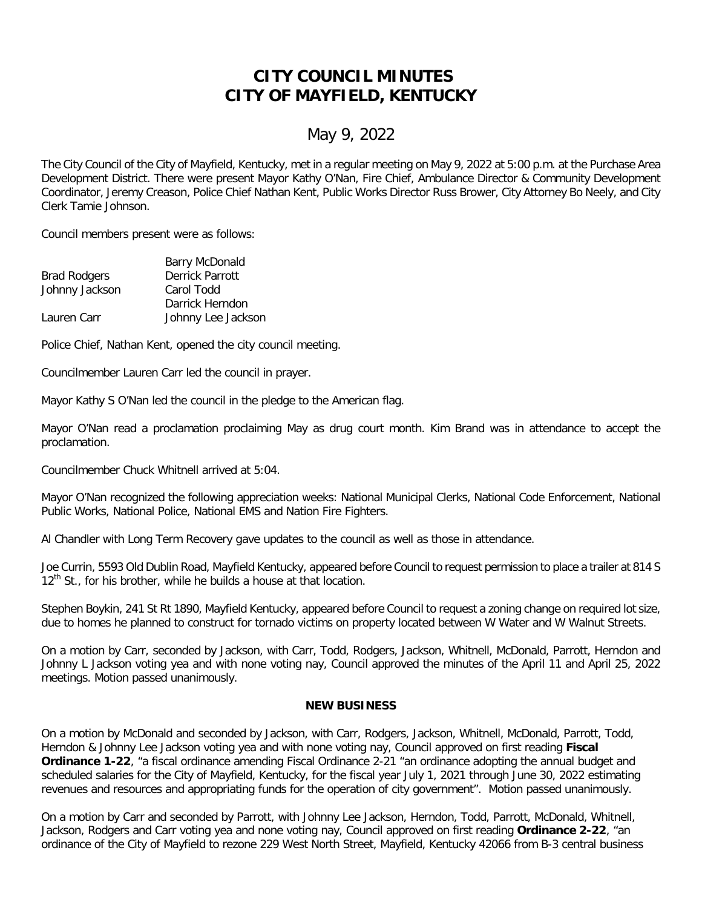# CITY COUNCIL MINUTES
# CITY OF MAYFIELD, KENTUCKY

## May 9, 2022

The City Council of the City of Mayfield, Kentucky, met in a regular meeting on May 9, 2022 at 5:00 p.m. at the Purchase Area Development District. There were present Mayor Kathy O'Nan, Fire Chief, Ambulance Director & Community Development Coordinator, Jeremy Creason, Police Chief Nathan Kent, Public Works Director Russ Brower, City Attorney Bo Neely, and City Clerk Tamie Johnson.

Council members present were as follows:

| | |
|---|---|
| | Barry McDonald |
| Brad Rodgers | Derrick Parrott |
| Johnny Jackson | Carol Todd |
| | Darrick Herndon |
| Lauren Carr | Johnny Lee Jackson |

Police Chief, Nathan Kent, opened the city council meeting.

Councilmember Lauren Carr led the council in prayer.

Mayor Kathy S O'Nan led the council in the pledge to the American flag.

Mayor O'Nan read a proclamation proclaiming May as drug court month. Kim Brand was in attendance to accept the proclamation.

Councilmember Chuck Whitnell arrived at 5:04.

Mayor O'Nan recognized the following appreciation weeks: National Municipal Clerks, National Code Enforcement, National Public Works, National Police, National EMS and Nation Fire Fighters.

Al Chandler with Long Term Recovery gave updates to the council as well as those in attendance.

Joe Currin, 5593 Old Dublin Road, Mayfield Kentucky, appeared before Council to request permission to place a trailer at 814 S 12th St., for his brother, while he builds a house at that location.

Stephen Boykin, 241 St Rt 1890, Mayfield Kentucky, appeared before Council to request a zoning change on required lot size, due to homes he planned to construct for tornado victims on property located between W Water and W Walnut Streets.

On a motion by Carr, seconded by Jackson, with Carr, Todd, Rodgers, Jackson, Whitnell, McDonald, Parrott, Herndon and Johnny L Jackson voting yea and with none voting nay, Council approved the minutes of the April 11 and April 25, 2022 meetings. Motion passed unanimously.

**NEW BUSINESS**

On a motion by McDonald and seconded by Jackson, with Carr, Rodgers, Jackson, Whitnell, McDonald, Parrott, Todd, Herndon & Johnny Lee Jackson voting yea and with none voting nay, Council approved on first reading **Fiscal Ordinance 1-22**, "a fiscal ordinance amending Fiscal Ordinance 2-21 "an ordinance adopting the annual budget and scheduled salaries for the City of Mayfield, Kentucky, for the fiscal year July 1, 2021 through June 30, 2022 estimating revenues and resources and appropriating funds for the operation of city government". Motion passed unanimously.

On a motion by Carr and seconded by Parrott, with Johnny Lee Jackson, Herndon, Todd, Parrott, McDonald, Whitnell, Jackson, Rodgers and Carr voting yea and none voting nay, Council approved on first reading **Ordinance 2-22**, "an ordinance of the City of Mayfield to rezone 229 West North Street, Mayfield, Kentucky 42066 from B-3 central business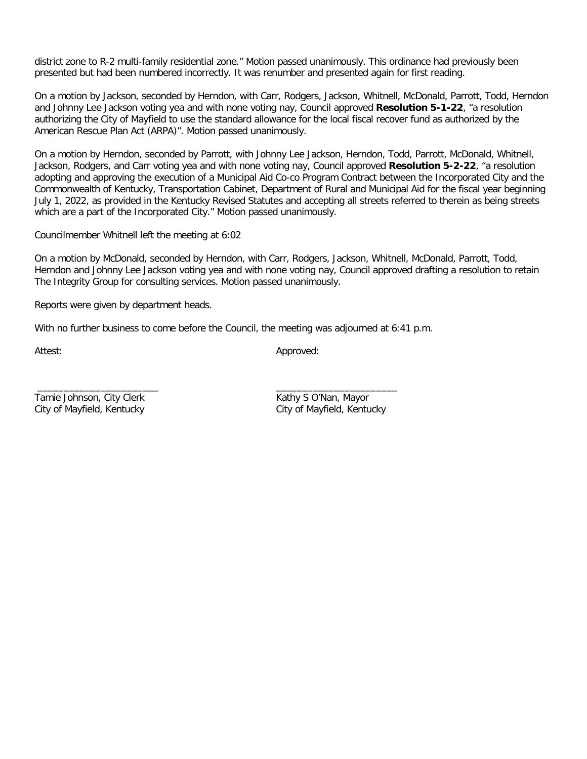district zone to R-2 multi-family residential zone." Motion passed unanimously. This ordinance had previously been presented but had been numbered incorrectly. It was renumber and presented again for first reading.

On a motion by Jackson, seconded by Herndon, with Carr, Rodgers, Jackson, Whitnell, McDonald, Parrott, Todd, Herndon and Johnny Lee Jackson voting yea and with none voting nay, Council approved **Resolution 5-1-22**, "a resolution authorizing the City of Mayfield to use the standard allowance for the local fiscal recover fund as authorized by the American Rescue Plan Act (ARPA)". Motion passed unanimously.

On a motion by Herndon, seconded by Parrott, with Johnny Lee Jackson, Herndon, Todd, Parrott, McDonald, Whitnell, Jackson, Rodgers, and Carr voting yea and with none voting nay, Council approved **Resolution 5-2-22**, "a resolution adopting and approving the execution of a Municipal Aid Co-co Program Contract between the Incorporated City and the Commonwealth of Kentucky, Transportation Cabinet, Department of Rural and Municipal Aid for the fiscal year beginning July 1, 2022, as provided in the Kentucky Revised Statutes and accepting all streets referred to therein as being streets which are a part of the Incorporated City." Motion passed unanimously.

Councilmember Whitnell left the meeting at 6:02

On a motion by McDonald, seconded by Herndon, with Carr, Rodgers, Jackson, Whitnell, McDonald, Parrott, Todd, Herndon and Johnny Lee Jackson voting yea and with none voting nay, Council approved drafting a resolution to retain The Integrity Group for consulting services. Motion passed unanimously.

Reports were given by department heads.

With no further business to come before the Council, the meeting was adjourned at 6:41 p.m.

Attest: Approved:

\_\_\_\_\_\_\_\_\_\_\_\_\_\_\_\_\_\_\_\_\_\_\_\_
Tamie Johnson, City Clerk
City of Mayfield, Kentucky

\_\_\_\_\_\_\_\_\_\_\_\_\_\_\_\_\_\_\_\_\_\_\_\_
Kathy S O'Nan, Mayor
City of Mayfield, Kentucky